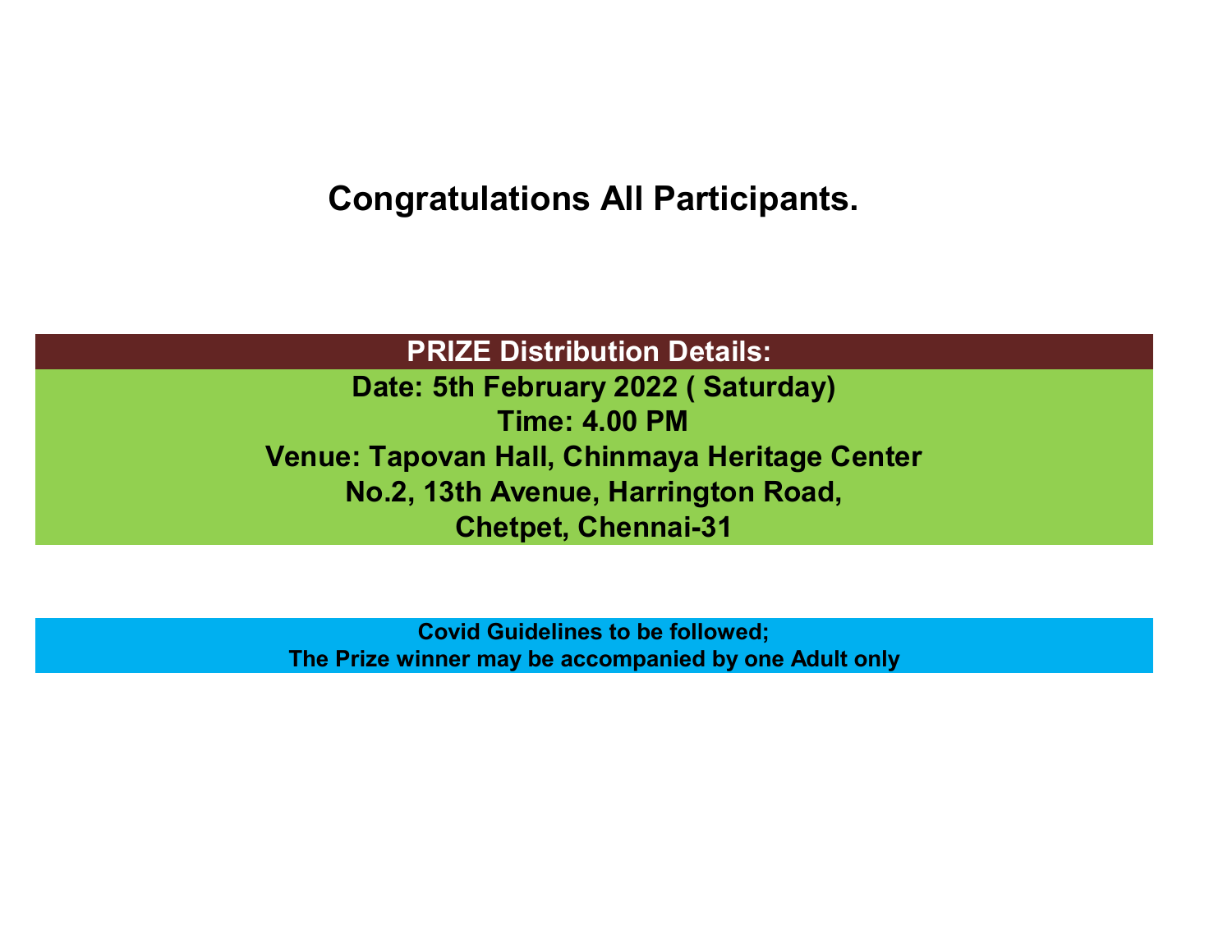# Congratulations All Participants.

| **PRIZE Distribution Details:** |
| --- |
| **Date: 5th February 2022 ( Saturday)** |
| **Time: 4.00 PM** |
| **Venue: Tapovan Hall, Chinmaya Heritage Center** |
| **No.2, 13th Avenue, Harrington Road,** |
| **Chetpet, Chennai-31** |

**Covid Guidelines to be followed;**
**The Prize winner may be accompanied by one Adult only**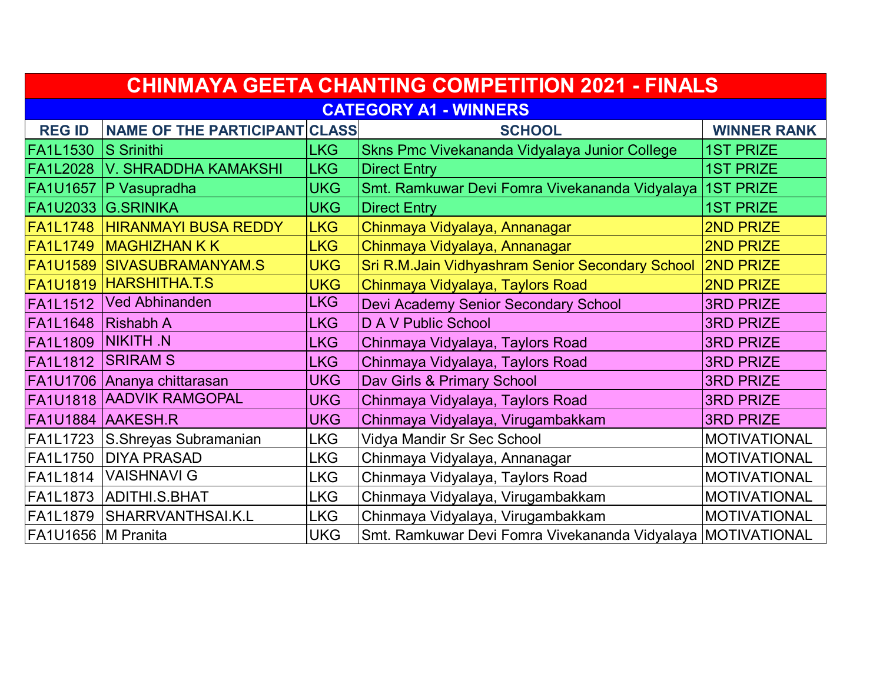# CHINMAYA GEETA CHANTING COMPETITION 2021 - FINALS

## CATEGORY A1 - WINNERS

| REG ID | NAME OF THE PARTICIPANT | CLASS | SCHOOL | WINNER RANK |
|---|---|---|---|---|
| FA1L1530 | S Srinithi | LKG | Skns Pmc Vivekananda Vidyalaya Junior College | 1ST PRIZE |
| FA1L2028 | V. SHRADDHA KAMAKSHI | LKG | Direct Entry | 1ST PRIZE |
| FA1U1657 | P Vasupradha | UKG | Smt. Ramkuwar Devi Fomra Vivekananda Vidyalaya | 1ST PRIZE |
| FA1U2033 | G.SRINIKA | UKG | Direct Entry | 1ST PRIZE |
| FA1L1748 | HIRANMAYI BUSA REDDY | LKG | Chinmaya Vidyalaya, Annanagar | 2ND PRIZE |
| FA1L1749 | MAGHIZHAN K K | LKG | Chinmaya Vidyalaya, Annanagar | 2ND PRIZE |
| FA1U1589 | SIVASUBRAMANYAM.S | UKG | Sri R.M.Jain Vidhyashram Senior Secondary School | 2ND PRIZE |
| FA1U1819 | HARSHITHA.T.S | UKG | Chinmaya Vidyalaya, Taylors Road | 2ND PRIZE |
| FA1L1512 | Ved Abhinanden | LKG | Devi Academy Senior Secondary School | 3RD PRIZE |
| FA1L1648 | Rishabh A | LKG | D A V Public School | 3RD PRIZE |
| FA1L1809 | NIKITH .N | LKG | Chinmaya Vidyalaya, Taylors Road | 3RD PRIZE |
| FA1L1812 | SRIRAM S | LKG | Chinmaya Vidyalaya, Taylors Road | 3RD PRIZE |
| FA1U1706 | Ananya chittarasan | UKG | Dav Girls & Primary School | 3RD PRIZE |
| FA1U1818 | AADVIK RAMGOPAL | UKG | Chinmaya Vidyalaya, Taylors Road | 3RD PRIZE |
| FA1U1884 | AAKESH.R | UKG | Chinmaya Vidyalaya, Virugambakkam | 3RD PRIZE |
| FA1L1723 | S.Shreyas Subramanian | LKG | Vidya Mandir Sr Sec School | MOTIVATIONAL |
| FA1L1750 | DIYA PRASAD | LKG | Chinmaya Vidyalaya, Annanagar | MOTIVATIONAL |
| FA1L1814 | VAISHNAVI G | LKG | Chinmaya Vidyalaya, Taylors Road | MOTIVATIONAL |
| FA1L1873 | ADITHI.S.BHAT | LKG | Chinmaya Vidyalaya, Virugambakkam | MOTIVATIONAL |
| FA1L1879 | SHARRVANTHSAI.K.L | LKG | Chinmaya Vidyalaya, Virugambakkam | MOTIVATIONAL |
| FA1U1656 | M Pranita | UKG | Smt. Ramkuwar Devi Fomra Vivekananda Vidyalaya | MOTIVATIONAL |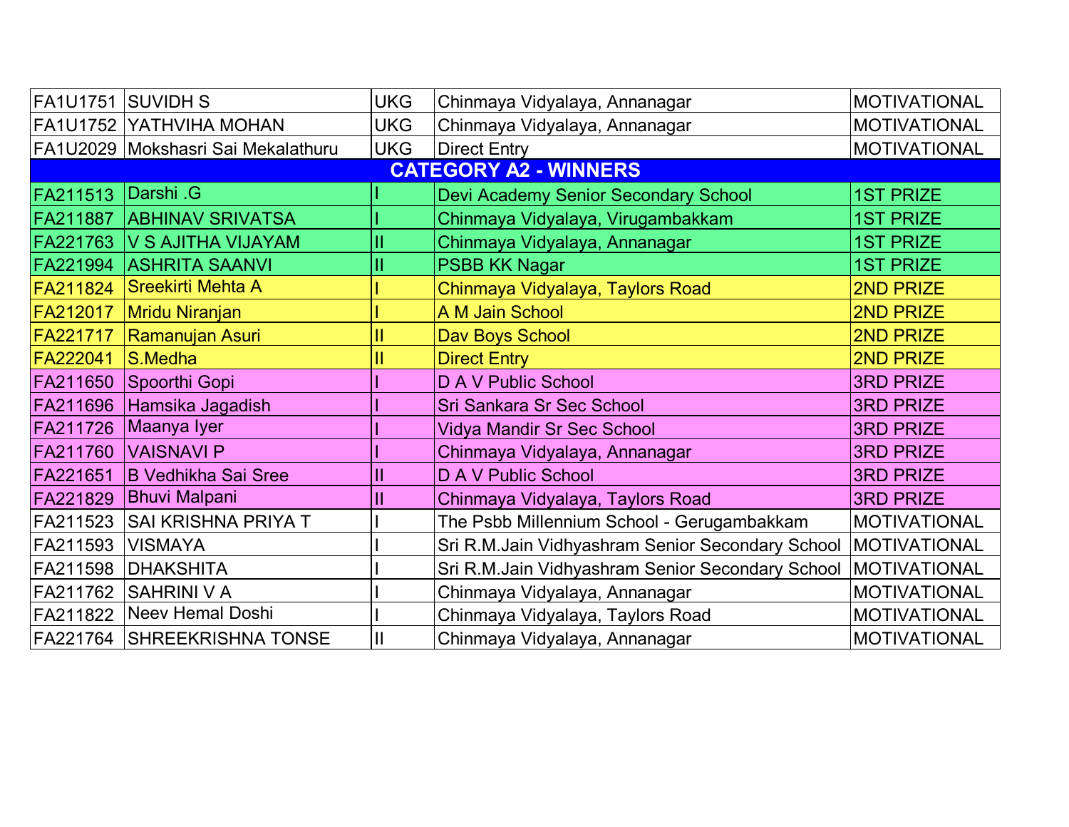| | | | | |
|---|---|---|---|---|
| FA1U1751 | SUVIDH S | UKG | Chinmaya Vidyalaya, Annanagar | MOTIVATIONAL |
| FA1U1752 | YATHVIHA MOHAN | UKG | Chinmaya Vidyalaya, Annanagar | MOTIVATIONAL |
| FA1U2029 | Mokshasri Sai Mekalathuru | UKG | Direct Entry | MOTIVATIONAL |
| **CATEGORY A2 - WINNERS** | | | | |
| FA211513 | Darshi .G | I | Devi Academy Senior Secondary School | 1ST PRIZE |
| FA211887 | ABHINAV SRIVATSA | I | Chinmaya Vidyalaya, Virugambakkam | 1ST PRIZE |
| FA221763 | V S AJITHA VIJAYAM | II | Chinmaya Vidyalaya, Annanagar | 1ST PRIZE |
| FA221994 | ASHRITA SAANVI | II | PSBB KK Nagar | 1ST PRIZE |
| FA211824 | Sreekirti Mehta A | I | Chinmaya Vidyalaya, Taylors Road | 2ND PRIZE |
| FA212017 | Mridu Niranjan | I | A M Jain School | 2ND PRIZE |
| FA221717 | Ramanujan Asuri | II | Dav Boys School | 2ND PRIZE |
| FA222041 | S.Medha | II | Direct Entry | 2ND PRIZE |
| FA211650 | Spoorthi Gopi | I | D A V Public School | 3RD PRIZE |
| FA211696 | Hamsika Jagadish | I | Sri Sankara Sr Sec School | 3RD PRIZE |
| FA211726 | Maanya Iyer | I | Vidya Mandir Sr Sec School | 3RD PRIZE |
| FA211760 | VAISNAVI P | I | Chinmaya Vidyalaya, Annanagar | 3RD PRIZE |
| FA221651 | B Vedhikha Sai Sree | II | D A V Public School | 3RD PRIZE |
| FA221829 | Bhuvi Malpani | II | Chinmaya Vidyalaya, Taylors Road | 3RD PRIZE |
| FA211523 | SAI KRISHNA PRIYA T | I | The Psbb Millennium School - Gerugambakkam | MOTIVATIONAL |
| FA211593 | VISMAYA | I | Sri R.M.Jain Vidhyashram Senior Secondary School | MOTIVATIONAL |
| FA211598 | DHAKSHITA | I | Sri R.M.Jain Vidhyashram Senior Secondary School | MOTIVATIONAL |
| FA211762 | SAHRINI V A | I | Chinmaya Vidyalaya, Annanagar | MOTIVATIONAL |
| FA211822 | Neev Hemal Doshi | I | Chinmaya Vidyalaya, Taylors Road | MOTIVATIONAL |
| FA221764 | SHREEKRISHNA TONSE | II | Chinmaya Vidyalaya, Annanagar | MOTIVATIONAL |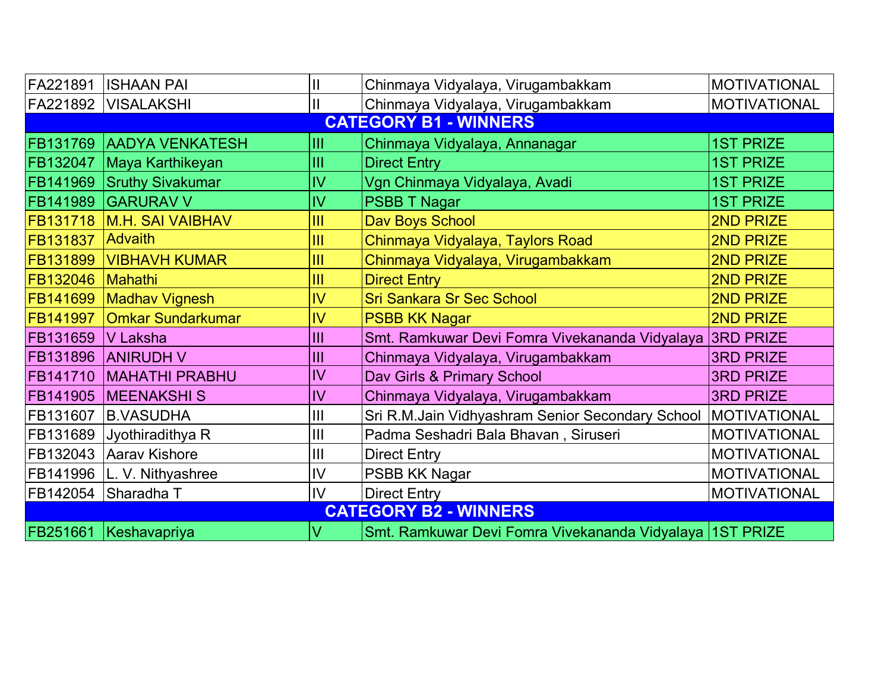| | | | | |
|---|---|---|---|---|
| FA221891 | ISHAAN PAI | II | Chinmaya Vidyalaya, Virugambakkam | MOTIVATIONAL |
| FA221892 | VISALAKSHI | II | Chinmaya Vidyalaya, Virugambakkam | MOTIVATIONAL |
| **CATEGORY B1 - WINNERS** | | | | |
| FB131769 | AADYA VENKATESH | III | Chinmaya Vidyalaya, Annanagar | 1ST PRIZE |
| FB132047 | Maya Karthikeyan | III | Direct Entry | 1ST PRIZE |
| FB141969 | Sruthy Sivakumar | IV | Vgn Chinmaya Vidyalaya, Avadi | 1ST PRIZE |
| FB141989 | GARURAV V | IV | PSBB T Nagar | 1ST PRIZE |
| FB131718 | M.H. SAI VAIBHAV | III | Dav Boys School | 2ND PRIZE |
| FB131837 | Advaith | III | Chinmaya Vidyalaya, Taylors Road | 2ND PRIZE |
| FB131899 | VIBHAVH KUMAR | III | Chinmaya Vidyalaya, Virugambakkam | 2ND PRIZE |
| FB132046 | Mahathi | III | Direct Entry | 2ND PRIZE |
| FB141699 | Madhav Vignesh | IV | Sri Sankara Sr Sec School | 2ND PRIZE |
| FB141997 | Omkar Sundarkumar | IV | PSBB KK Nagar | 2ND PRIZE |
| FB131659 | V Laksha | III | Smt. Ramkuwar Devi Fomra Vivekananda Vidyalaya | 3RD PRIZE |
| FB131896 | ANIRUDH V | III | Chinmaya Vidyalaya, Virugambakkam | 3RD PRIZE |
| FB141710 | MAHATHI PRABHU | IV | Dav Girls & Primary School | 3RD PRIZE |
| FB141905 | MEENAKSHI S | IV | Chinmaya Vidyalaya, Virugambakkam | 3RD PRIZE |
| FB131607 | B.VASUDHA | III | Sri R.M.Jain Vidhyashram Senior Secondary School | MOTIVATIONAL |
| FB131689 | Jyothiradithya R | III | Padma Seshadri Bala Bhavan , Siruseri | MOTIVATIONAL |
| FB132043 | Aarav Kishore | III | Direct Entry | MOTIVATIONAL |
| FB141996 | L. V. Nithyashree | IV | PSBB KK Nagar | MOTIVATIONAL |
| FB142054 | Sharadha T | IV | Direct Entry | MOTIVATIONAL |
| **CATEGORY B2 - WINNERS** | | | | |
| FB251661 | Keshavapriya | V | Smt. Ramkuwar Devi Fomra Vivekananda Vidyalaya | 1ST PRIZE |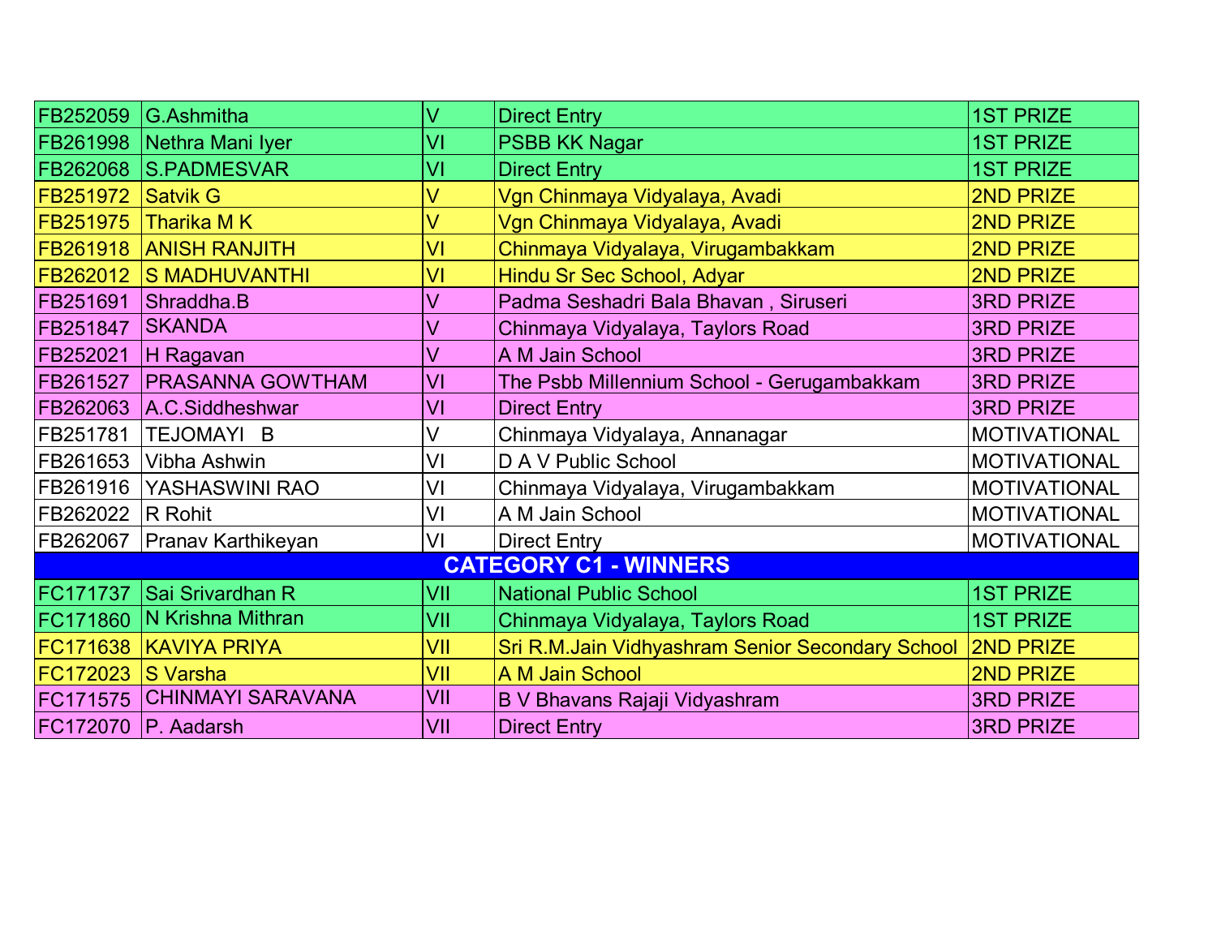| | | | | |
|---|---|---|---|---|
| FB252059 | G.Ashmitha | V | Direct Entry | 1ST PRIZE |
| FB261998 | Nethra Mani Iyer | VI | PSBB KK Nagar | 1ST PRIZE |
| FB262068 | S.PADMESVAR | VI | Direct Entry | 1ST PRIZE |
| FB251972 | Satvik G | V | Vgn Chinmaya Vidyalaya, Avadi | 2ND PRIZE |
| FB251975 | Tharika M K | V | Vgn Chinmaya Vidyalaya, Avadi | 2ND PRIZE |
| FB261918 | ANISH RANJITH | VI | Chinmaya Vidyalaya, Virugambakkam | 2ND PRIZE |
| FB262012 | S MADHUVANTHI | VI | Hindu Sr Sec School, Adyar | 2ND PRIZE |
| FB251691 | Shraddha.B | V | Padma Seshadri Bala Bhavan , Siruseri | 3RD PRIZE |
| FB251847 | SKANDA | V | Chinmaya Vidyalaya, Taylors Road | 3RD PRIZE |
| FB252021 | H Ragavan | V | A M Jain School | 3RD PRIZE |
| FB261527 | PRASANNA GOWTHAM | VI | The Psbb Millennium School - Gerugambakkam | 3RD PRIZE |
| FB262063 | A.C.Siddheshwar | VI | Direct Entry | 3RD PRIZE |
| FB251781 | TEJOMAYI B | V | Chinmaya Vidyalaya, Annanagar | MOTIVATIONAL |
| FB261653 | Vibha Ashwin | VI | D A V Public School | MOTIVATIONAL |
| FB261916 | YASHASWINI RAO | VI | Chinmaya Vidyalaya, Virugambakkam | MOTIVATIONAL |
| FB262022 | R Rohit | VI | A M Jain School | MOTIVATIONAL |
| FB262067 | Pranav Karthikeyan | VI | Direct Entry | MOTIVATIONAL |
| **CATEGORY C1 - WINNERS** | | | | |
| FC171737 | Sai Srivardhan R | VII | National Public School | 1ST PRIZE |
| FC171860 | N Krishna Mithran | VII | Chinmaya Vidyalaya, Taylors Road | 1ST PRIZE |
| FC171638 | KAVIYA PRIYA | VII | Sri R.M.Jain Vidhyashram Senior Secondary School | 2ND PRIZE |
| FC172023 | S Varsha | VII | A M Jain School | 2ND PRIZE |
| FC171575 | CHINMAYI SARAVANA | VII | B V Bhavans Rajaji Vidyashram | 3RD PRIZE |
| FC172070 | P. Aadarsh | VII | Direct Entry | 3RD PRIZE |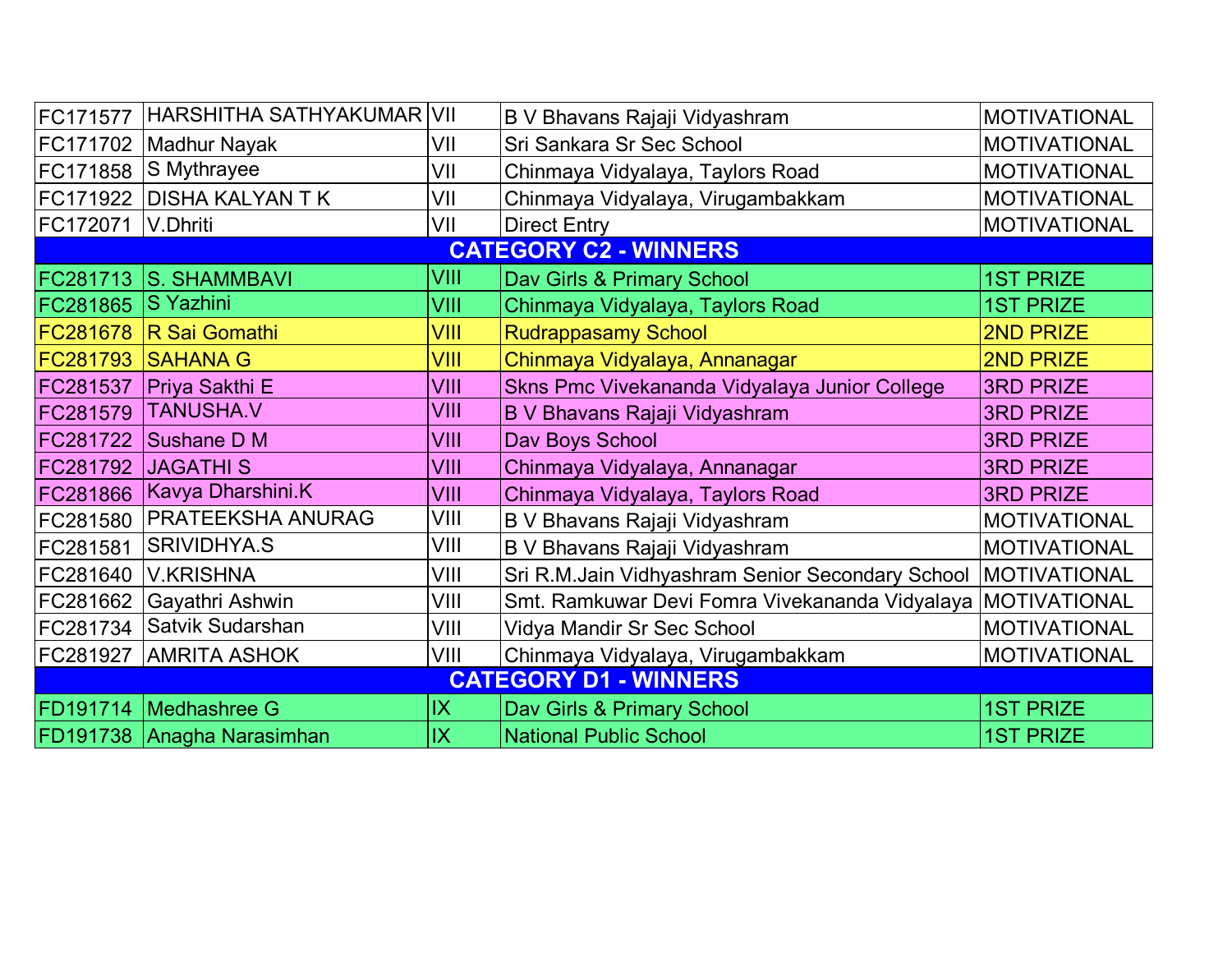| | | | | |
|---|---|---|---|---|
| FC171577 | HARSHITHA SATHYAKUMAR | VII | B V Bhavans Rajaji Vidyashram | MOTIVATIONAL |
| FC171702 | Madhur Nayak | VII | Sri Sankara Sr Sec School | MOTIVATIONAL |
| FC171858 | S Mythrayee | VII | Chinmaya Vidyalaya, Taylors Road | MOTIVATIONAL |
| FC171922 | DISHA KALYAN T K | VII | Chinmaya Vidyalaya, Virugambakkam | MOTIVATIONAL |
| FC172071 | V.Dhriti | VII | Direct Entry | MOTIVATIONAL |
| **CATEGORY C2 - WINNERS** | | | | |
| FC281713 | S. SHAMMBAVI | VIII | Dav Girls & Primary School | 1ST PRIZE |
| FC281865 | S Yazhini | VIII | Chinmaya Vidyalaya, Taylors Road | 1ST PRIZE |
| FC281678 | R Sai Gomathi | VIII | Rudrappasamy School | 2ND PRIZE |
| FC281793 | SAHANA G | VIII | Chinmaya Vidyalaya, Annanagar | 2ND PRIZE |
| FC281537 | Priya Sakthi E | VIII | Skns Pmc Vivekananda Vidyalaya Junior College | 3RD PRIZE |
| FC281579 | TANUSHA.V | VIII | B V Bhavans Rajaji Vidyashram | 3RD PRIZE |
| FC281722 | Sushane D M | VIII | Dav Boys School | 3RD PRIZE |
| FC281792 | JAGATHI S | VIII | Chinmaya Vidyalaya, Annanagar | 3RD PRIZE |
| FC281866 | Kavya Dharshini.K | VIII | Chinmaya Vidyalaya, Taylors Road | 3RD PRIZE |
| FC281580 | PRATEEKSHA ANURAG | VIII | B V Bhavans Rajaji Vidyashram | MOTIVATIONAL |
| FC281581 | SRIVIDHYA.S | VIII | B V Bhavans Rajaji Vidyashram | MOTIVATIONAL |
| FC281640 | V.KRISHNA | VIII | Sri R.M.Jain Vidhyashram Senior Secondary School | MOTIVATIONAL |
| FC281662 | Gayathri Ashwin | VIII | Smt. Ramkuwar Devi Fomra Vivekananda Vidyalaya | MOTIVATIONAL |
| FC281734 | Satvik Sudarshan | VIII | Vidya Mandir Sr Sec School | MOTIVATIONAL |
| FC281927 | AMRITA ASHOK | VIII | Chinmaya Vidyalaya, Virugambakkam | MOTIVATIONAL |
| **CATEGORY D1 - WINNERS** | | | | |
| FD191714 | Medhashree G | IX | Dav Girls & Primary School | 1ST PRIZE |
| FD191738 | Anagha Narasimhan | IX | National Public School | 1ST PRIZE |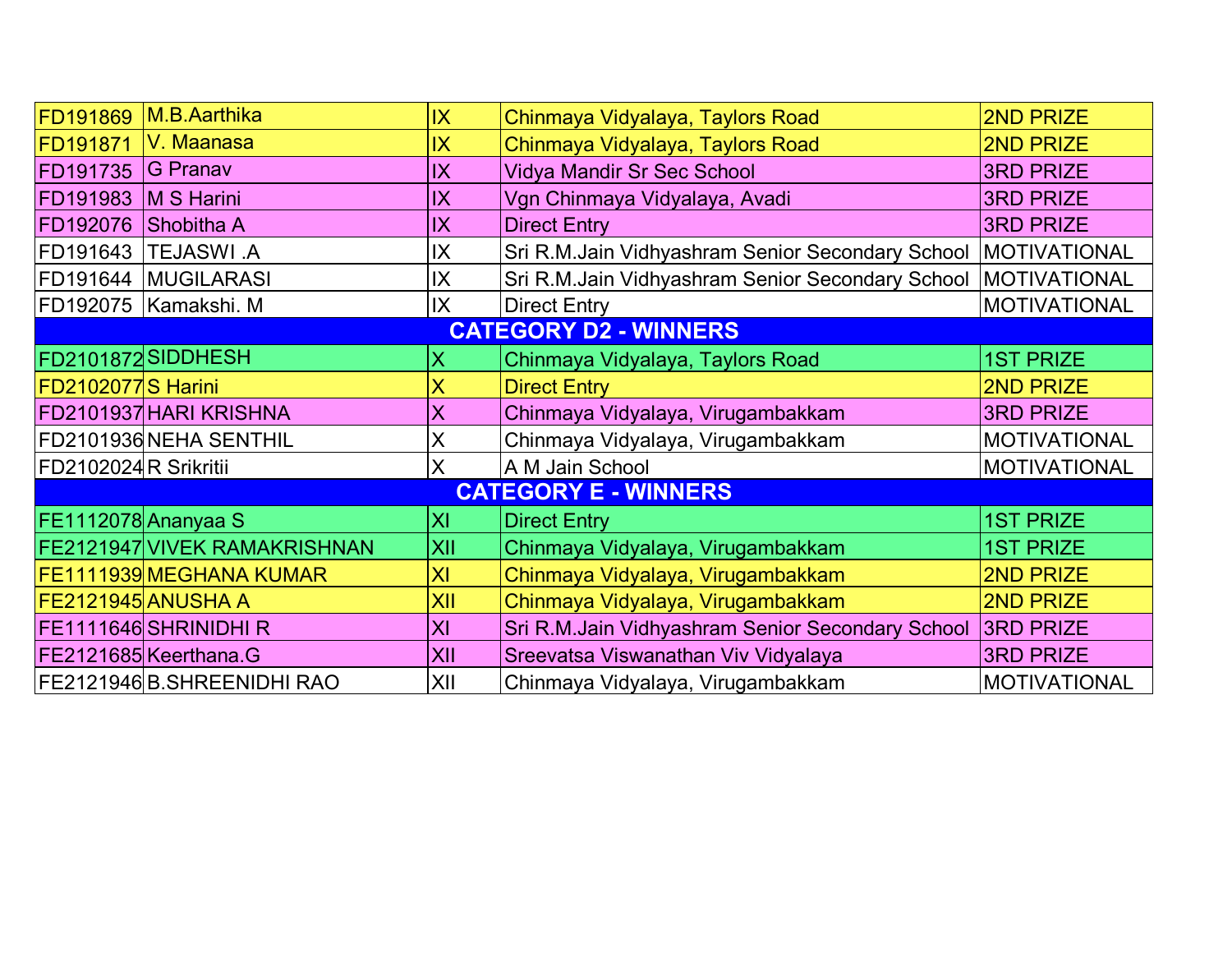| | | | | |
|---|---|---|---|---|
| FD191869 | M.B.Aarthika | IX | Chinmaya Vidyalaya, Taylors Road | 2ND PRIZE |
| FD191871 | V. Maanasa | IX | Chinmaya Vidyalaya, Taylors Road | 2ND PRIZE |
| FD191735 | G Pranav | IX | Vidya Mandir Sr Sec School | 3RD PRIZE |
| FD191983 | M S Harini | IX | Vgn Chinmaya Vidyalaya, Avadi | 3RD PRIZE |
| FD192076 | Shobitha A | IX | Direct Entry | 3RD PRIZE |
| FD191643 | TEJASWI .A | IX | Sri R.M.Jain Vidhyashram Senior Secondary School | MOTIVATIONAL |
| FD191644 | MUGILARASI | IX | Sri R.M.Jain Vidhyashram Senior Secondary School | MOTIVATIONAL |
| FD192075 | Kamakshi. M | IX | Direct Entry | MOTIVATIONAL |
| **CATEGORY D2 - WINNERS** | | | | |
| FD2101872 | SIDDHESH | X | Chinmaya Vidyalaya, Taylors Road | 1ST PRIZE |
| FD2102077 | S Harini | X | Direct Entry | 2ND PRIZE |
| FD2101937 | HARI KRISHNA | X | Chinmaya Vidyalaya, Virugambakkam | 3RD PRIZE |
| FD2101936 | NEHA SENTHIL | X | Chinmaya Vidyalaya, Virugambakkam | MOTIVATIONAL |
| FD2102024 | R Srikritii | X | A M Jain School | MOTIVATIONAL |
| **CATEGORY E - WINNERS** | | | | |
| FE1112078 | Ananyaa S | XI | Direct Entry | 1ST PRIZE |
| FE2121947 | VIVEK RAMAKRISHNAN | XII | Chinmaya Vidyalaya, Virugambakkam | 1ST PRIZE |
| FE1111939 | MEGHANA KUMAR | XI | Chinmaya Vidyalaya, Virugambakkam | 2ND PRIZE |
| FE2121945 | ANUSHA A | XII | Chinmaya Vidyalaya, Virugambakkam | 2ND PRIZE |
| FE1111646 | SHRINIDHI R | XI | Sri R.M.Jain Vidhyashram Senior Secondary School | 3RD PRIZE |
| FE2121685 | Keerthana.G | XII | Sreevatsa Viswanathan Viv Vidyalaya | 3RD PRIZE |
| FE2121946 | B.SHREENIDHI RAO | XII | Chinmaya Vidyalaya, Virugambakkam | MOTIVATIONAL |